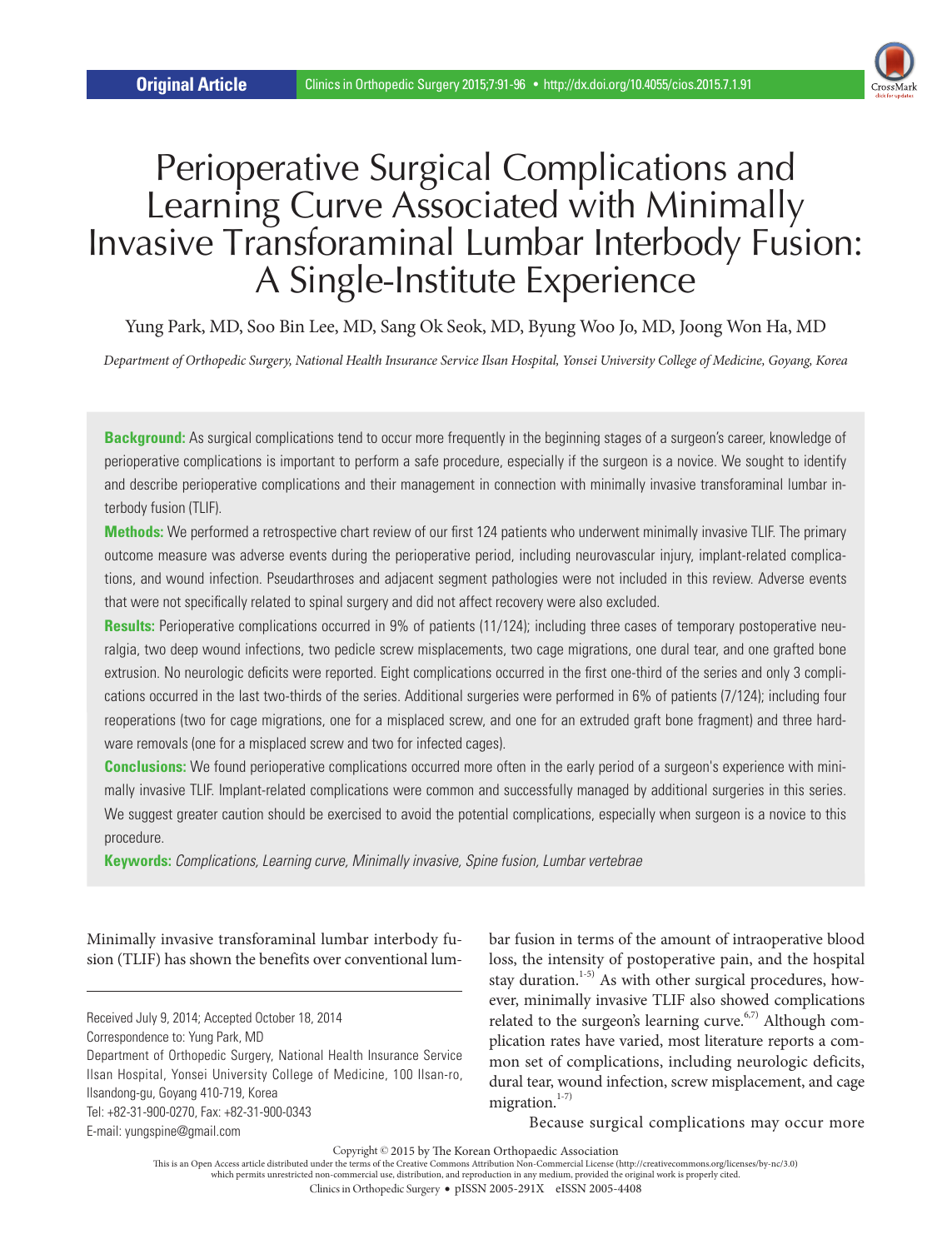Original Article

# Perioperative Surgical Complications and Learning Curve Associated with Minimally Invasive Transforaminal Lumbar Interbody Fusion: A Single-Institute Experience

Yung Park, MD, Soo Bin Lee, MD, Sang Ok Seok, MD, Byung Woo Jo, MD, Joong Won Ha, MD

*Department of Orthopedic Surgery, National Health Insurance Service Ilsan Hospital, Yonsei University College of Medicine, Goyang, Korea*

**Background:** As surgical complications tend to occur more frequently in the beginning stages of a surgeon's career, knowledge of perioperative complications is important to perform a safe procedure, especially if the surgeon is a novice. We sought to identify and describe perioperative complications and their management in connection with minimally invasive transforaminal lumbar interbody fusion (TLIF).

**Methods:** We performed a retrospective chart review of our first 124 patients who underwent minimally invasive TLIF. The primary outcome measure was adverse events during the perioperative period, including neurovascular injury, implant-related complications, and wound infection. Pseudarthroses and adjacent segment pathologies were not included in this review. Adverse events that were not specifically related to spinal surgery and did not affect recovery were also excluded.

**Results:** Perioperative complications occurred in 9% of patients (11/124); including three cases of temporary postoperative neuralgia, two deep wound infections, two pedicle screw misplacements, two cage migrations, one dural tear, and one grafted bone extrusion. No neurologic deficits were reported. Eight complications occurred in the first one-third of the series and only 3 complications occurred in the last two-thirds of the series. Additional surgeries were performed in 6% of patients (7/124); including four reoperations (two for cage migrations, one for a misplaced screw, and one for an extruded graft bone fragment) and three hardware removals (one for a misplaced screw and two for infected cages).

**Conclusions:** We found perioperative complications occurred more often in the early period of a surgeon's experience with minimally invasive TLIF. Implant-related complications were common and successfully managed by additional surgeries in this series. We suggest greater caution should be exercised to avoid the potential complications, especially when surgeon is a novice to this procedure.

**Keywords:** *Complications, Learning curve, Minimally invasive, Spine fusion, Lumbar vertebrae*

Minimally invasive transforaminal lumbar interbody fusion (TLIF) has shown the benefits over conventional lumbar fusion in terms of the amount of intraoperative blood loss, the intensity of postoperative pain, and the hospital stay duration.[1-5] As with other surgical procedures, however, minimally invasive TLIF also showed complications related to the surgeon's learning curve.[6,7] Although complication rates have varied, most literature reports a common set of complications, including neurologic deficits, dural tear, wound infection, screw misplacement, and cage migration.[1-7]

Because surgical complications may occur more

Received July 9, 2014; Accepted October 18, 2014
Correspondence to: Yung Park, MD
Department of Orthopedic Surgery, National Health Insurance Service Ilsan Hospital, Yonsei University College of Medicine, 100 Ilsan-ro, Ilsandong-gu, Goyang 410-719, Korea
Tel: +82-31-900-0270, Fax: +82-31-900-0343
E-mail: yungspine@gmail.com

Copyright © 2015 by The Korean Orthopaedic Association
This is an Open Access article distributed under the terms of the Creative Commons Attribution Non-Commercial License (http://creativecommons.org/licenses/by-nc/3.0) which permits unrestricted non-commercial use, distribution, and reproduction in any medium, provided the original work is properly cited.
Clinics in Orthopedic Surgery • pISSN 2005-291X eISSN 2005-4408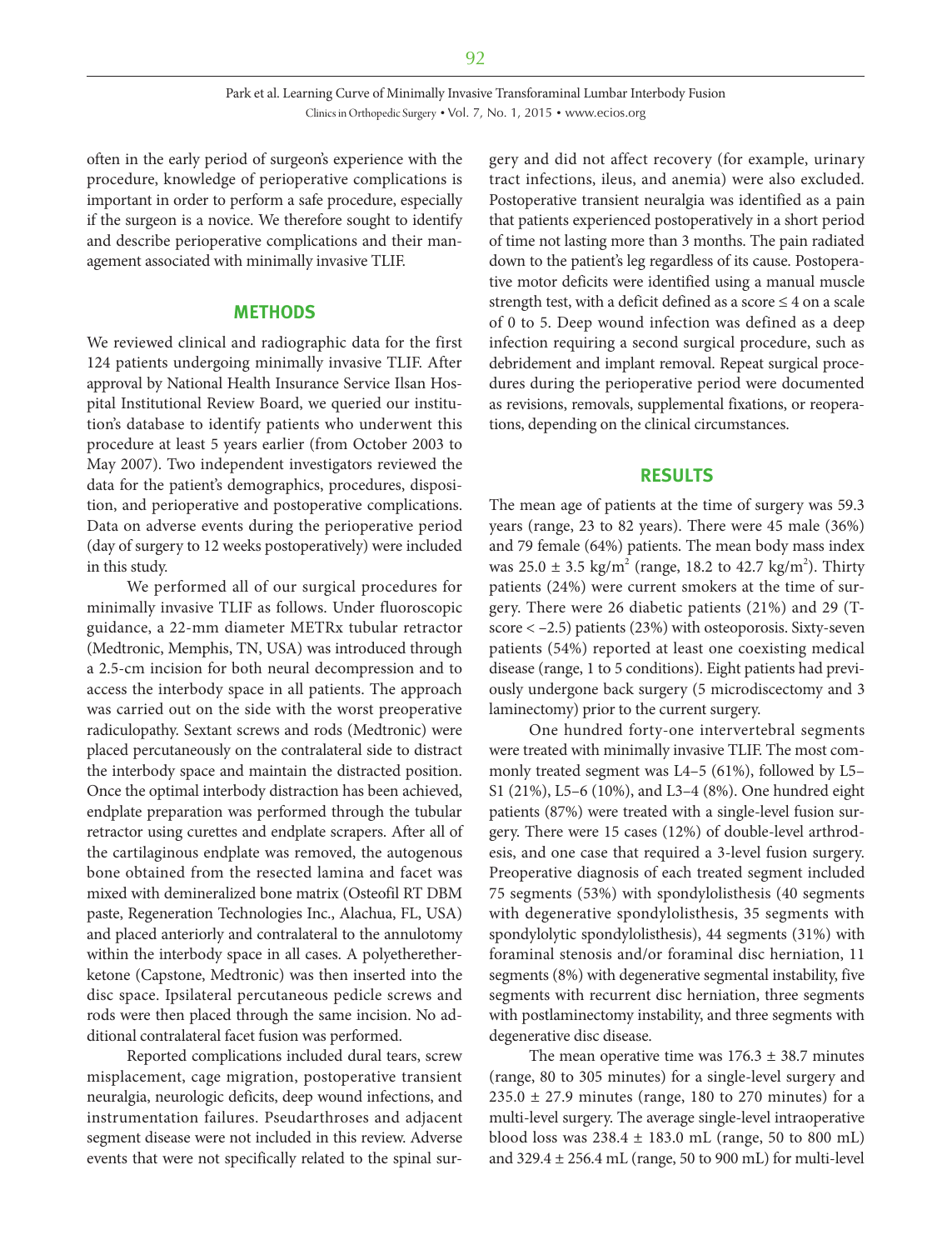often in the early period of surgeon's experience with the procedure, knowledge of perioperative complications is important in order to perform a safe procedure, especially if the surgeon is a novice. We therefore sought to identify and describe perioperative complications and their management associated with minimally invasive TLIF.

## METHODS

We reviewed clinical and radiographic data for the first 124 patients undergoing minimally invasive TLIF. After approval by National Health Insurance Service Ilsan Hospital Institutional Review Board, we queried our institution's database to identify patients who underwent this procedure at least 5 years earlier (from October 2003 to May 2007). Two independent investigators reviewed the data for the patient's demographics, procedures, disposition, and perioperative and postoperative complications. Data on adverse events during the perioperative period (day of surgery to 12 weeks postoperatively) were included in this study.

We performed all of our surgical procedures for minimally invasive TLIF as follows. Under fluoroscopic guidance, a 22-mm diameter METRx tubular retractor (Medtronic, Memphis, TN, USA) was introduced through a 2.5-cm incision for both neural decompression and to access the interbody space in all patients. The approach was carried out on the side with the worst preoperative radiculopathy. Sextant screws and rods (Medtronic) were placed percutaneously on the contralateral side to distract the interbody space and maintain the distracted position. Once the optimal interbody distraction has been achieved, endplate preparation was performed through the tubular retractor using curettes and endplate scrapers. After all of the cartilaginous endplate was removed, the autogenous bone obtained from the resected lamina and facet was mixed with demineralized bone matrix (Osteofil RT DBM paste, Regeneration Technologies Inc., Alachua, FL, USA) and placed anteriorly and contralateral to the annulotomy within the interbody space in all cases. A polyetheretherketone (Capstone, Medtronic) was then inserted into the disc space. Ipsilateral percutaneous pedicle screws and rods were then placed through the same incision. No additional contralateral facet fusion was performed.

Reported complications included dural tears, screw misplacement, cage migration, postoperative transient neuralgia, neurologic deficits, deep wound infections, and instrumentation failures. Pseudarthroses and adjacent segment disease were not included in this review. Adverse events that were not specifically related to the spinal surgery and did not affect recovery (for example, urinary tract infections, ileus, and anemia) were also excluded. Postoperative transient neuralgia was identified as a pain that patients experienced postoperatively in a short period of time not lasting more than 3 months. The pain radiated down to the patient's leg regardless of its cause. Postoperative motor deficits were identified using a manual muscle strength test, with a deficit defined as a score ≤ 4 on a scale of 0 to 5. Deep wound infection was defined as a deep infection requiring a second surgical procedure, such as debridement and implant removal. Repeat surgical procedures during the perioperative period were documented as revisions, removals, supplemental fixations, or reoperations, depending on the clinical circumstances.

## RESULTS

The mean age of patients at the time of surgery was 59.3 years (range, 23 to 82 years). There were 45 male (36%) and 79 female (64%) patients. The mean body mass index was $25.0 \pm 3.5$ kg/m$^2$ (range, 18.2 to 42.7 kg/m$^2$). Thirty patients (24%) were current smokers at the time of surgery. There were 26 diabetic patients (21%) and 29 (T-score < –2.5) patients (23%) with osteoporosis. Sixty-seven patients (54%) reported at least one coexisting medical disease (range, 1 to 5 conditions). Eight patients had previously undergone back surgery (5 microdiscectomy and 3 laminectomy) prior to the current surgery.

One hundred forty-one intervertebral segments were treated with minimally invasive TLIF. The most commonly treated segment was L4–5 (61%), followed by L5–S1 (21%), L5–6 (10%), and L3–4 (8%). One hundred eight patients (87%) were treated with a single-level fusion surgery. There were 15 cases (12%) of double-level arthrodesis, and one case that required a 3-level fusion surgery. Preoperative diagnosis of each treated segment included 75 segments (53%) with spondylolisthesis (40 segments with degenerative spondylolisthesis, 35 segments with spondylolytic spondylolisthesis), 44 segments (31%) with foraminal stenosis and/or foraminal disc herniation, 11 segments (8%) with degenerative segmental instability, five segments with recurrent disc herniation, three segments with postlaminectomy instability, and three segments with degenerative disc disease.

The mean operative time was $176.3 \pm 38.7$ minutes (range, 80 to 305 minutes) for a single-level surgery and $235.0 \pm 27.9$ minutes (range, 180 to 270 minutes) for a multi-level surgery. The average single-level intraoperative blood loss was $238.4 \pm 183.0$ mL (range, 50 to 800 mL) and $329.4 \pm 256.4$ mL (range, 50 to 900 mL) for multi-level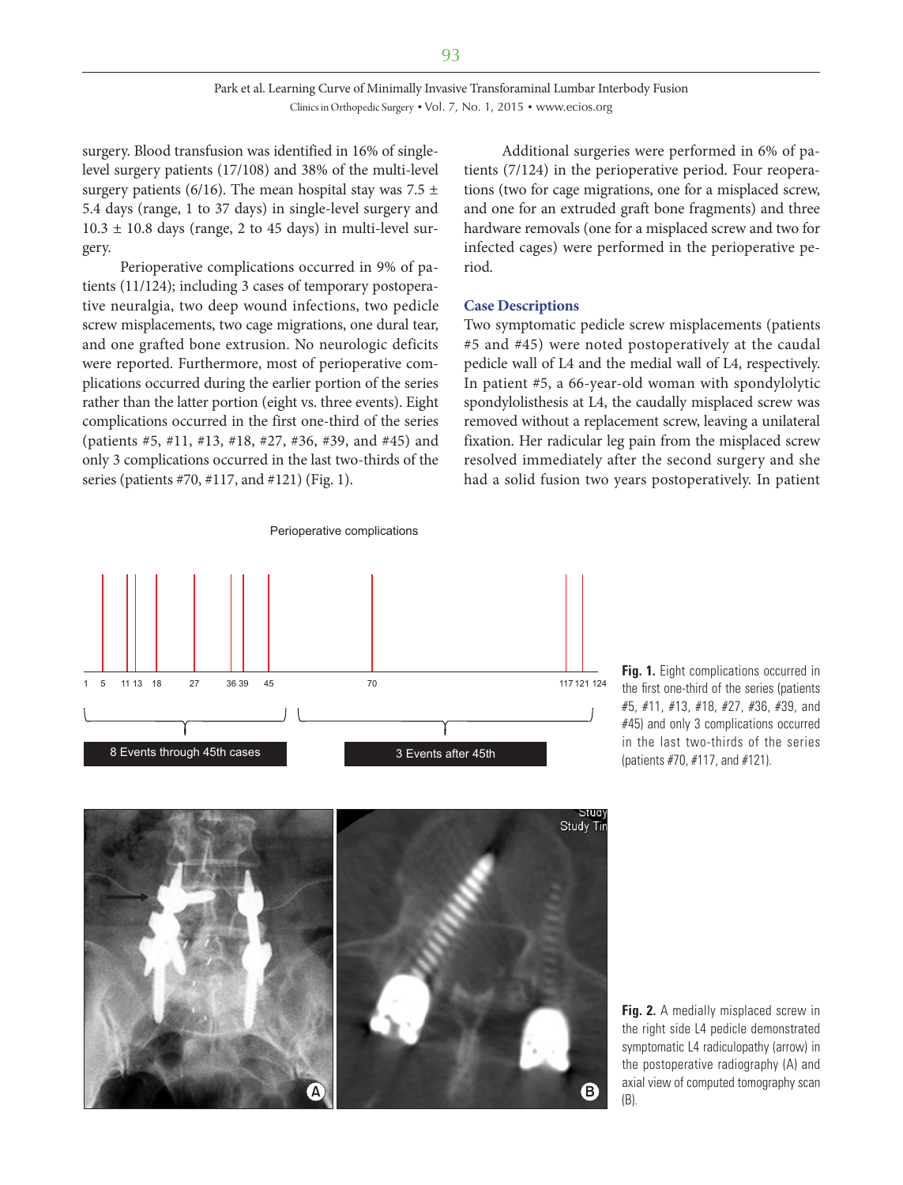surgery. Blood transfusion was identified in 16% of single-level surgery patients (17/108) and 38% of the multi-level surgery patients (6/16). The mean hospital stay was 7.5 ± 5.4 days (range, 1 to 37 days) in single-level surgery and 10.3 ± 10.8 days (range, 2 to 45 days) in multi-level surgery.

Perioperative complications occurred in 9% of patients (11/124); including 3 cases of temporary postoperative neuralgia, two deep wound infections, two pedicle screw misplacements, two cage migrations, one dural tear, and one grafted bone extrusion. No neurologic deficits were reported. Furthermore, most of perioperative complications occurred during the earlier portion of the series rather than the latter portion (eight vs. three events). Eight complications occurred in the first one-third of the series (patients #5, #11, #13, #18, #27, #36, #39, and #45) and only 3 complications occurred in the last two-thirds of the series (patients #70, #117, and #121) (Fig. 1).

Additional surgeries were performed in 6% of patients (7/124) in the perioperative period. Four reoperations (two for cage migrations, one for a misplaced screw, and one for an extruded graft bone fragments) and three hardware removals (one for a misplaced screw and two for infected cages) were performed in the perioperative period.

## Case Descriptions

Two symptomatic pedicle screw misplacements (patients #5 and #45) were noted postoperatively at the caudal pedicle wall of L4 and the medial wall of L4, respectively. In patient #5, a 66-year-old woman with spondylolytic spondylolisthesis at L4, the caudally misplaced screw was removed without a replacement screw, leaving a unilateral fixation. Her radicular leg pain from the misplaced screw resolved immediately after the second surgery and she had a solid fusion two years postoperatively. In patient

**Fig. 1.** Eight complications occurred in the first one-third of the series (patients #5, #11, #13, #18, #27, #36, #39, and #45) and only 3 complications occurred in the last two-thirds of the series (patients #70, #117, and #121).

**Fig. 2.** A medially misplaced screw in the right side L4 pedicle demonstrated symptomatic L4 radiculopathy (arrow) in the postoperative radiography (A) and axial view of computed tomography scan (B).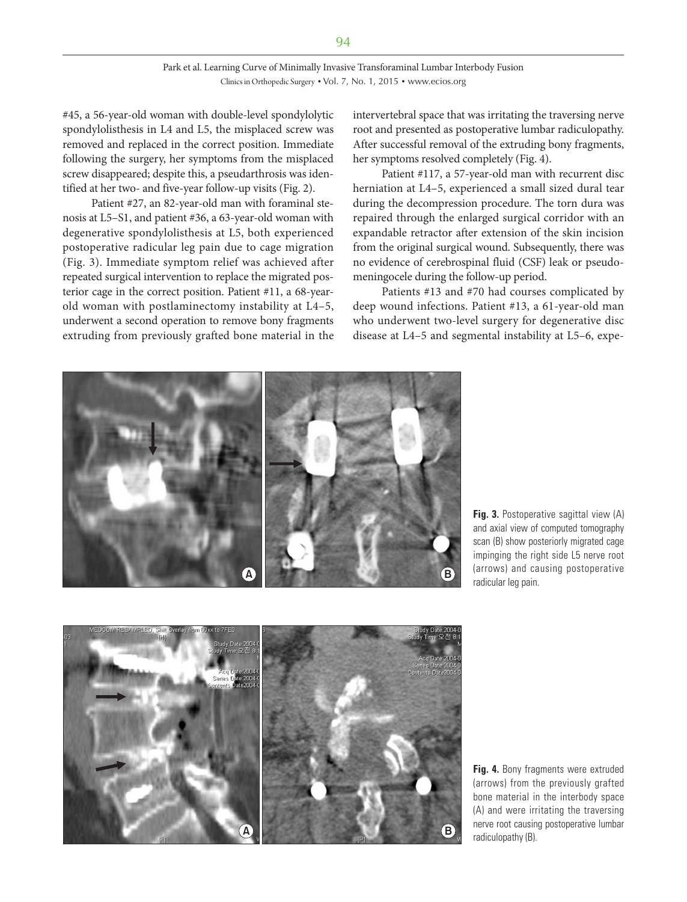#45, a 56-year-old woman with double-level spondylolytic spondylolisthesis in L4 and L5, the misplaced screw was removed and replaced in the correct position. Immediate following the surgery, her symptoms from the misplaced screw disappeared; despite this, a pseudarthrosis was identified at her two- and five-year follow-up visits (Fig. 2).

Patient #27, an 82-year-old man with foraminal stenosis at L5–S1, and patient #36, a 63-year-old woman with degenerative spondylolisthesis at L5, both experienced postoperative radicular leg pain due to cage migration (Fig. 3). Immediate symptom relief was achieved after repeated surgical intervention to replace the migrated posterior cage in the correct position. Patient #11, a 68-year-old woman with postlaminectomy instability at L4–5, underwent a second operation to remove bony fragments extruding from previously grafted bone material in the intervertebral space that was irritating the traversing nerve root and presented as postoperative lumbar radiculopathy. After successful removal of the extruding bony fragments, her symptoms resolved completely (Fig. 4).

Patient #117, a 57-year-old man with recurrent disc herniation at L4–5, experienced a small sized dural tear during the decompression procedure. The torn dura was repaired through the enlarged surgical corridor with an expandable retractor after extension of the skin incision from the original surgical wound. Subsequently, there was no evidence of cerebrospinal fluid (CSF) leak or pseudomeningocele during the follow-up period.

Patients #13 and #70 had courses complicated by deep wound infections. Patient #13, a 61-year-old man who underwent two-level surgery for degenerative disc disease at L4–5 and segmental instability at L5–6, expe-

**Fig. 3.** Postoperative sagittal view (A) and axial view of computed tomography scan (B) show posteriorly migrated cage impinging the right side L5 nerve root (arrows) and causing postoperative radicular leg pain.

**Fig. 4.** Bony fragments were extruded (arrows) from the previously grafted bone material in the interbody space (A) and were irritating the traversing nerve root causing postoperative lumbar radiculopathy (B).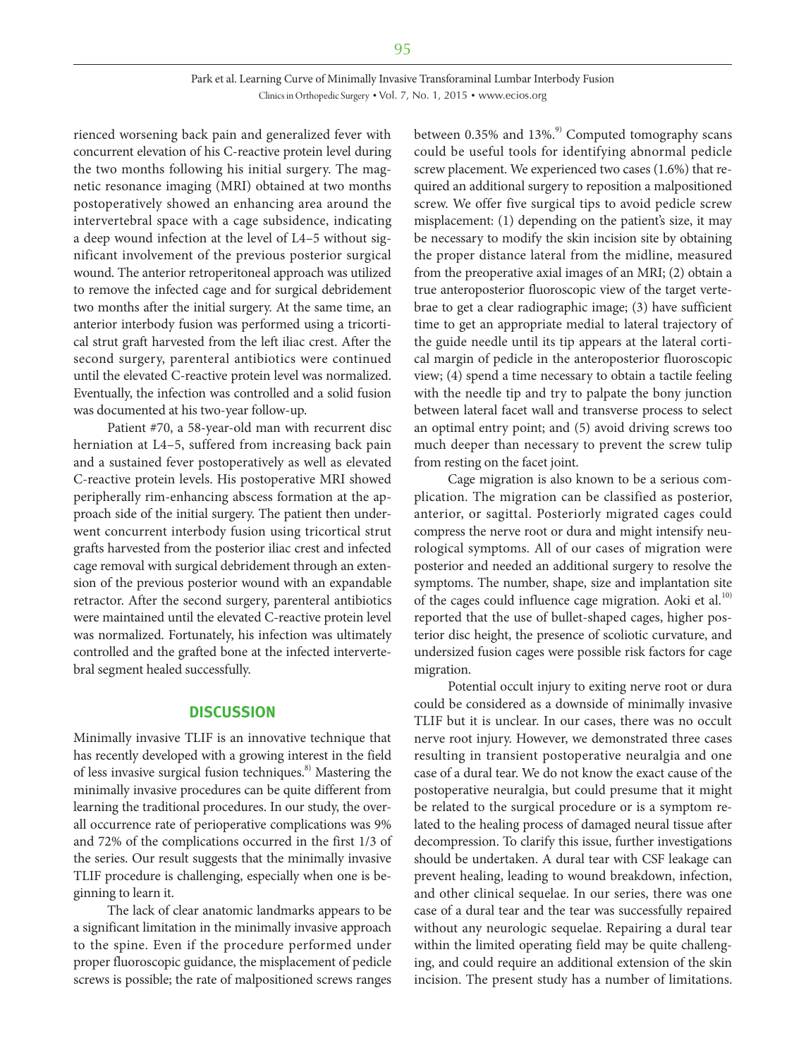rienced worsening back pain and generalized fever with concurrent elevation of his C-reactive protein level during the two months following his initial surgery. The magnetic resonance imaging (MRI) obtained at two months postoperatively showed an enhancing area around the intervertebral space with a cage subsidence, indicating a deep wound infection at the level of L4–5 without significant involvement of the previous posterior surgical wound. The anterior retroperitoneal approach was utilized to remove the infected cage and for surgical debridement two months after the initial surgery. At the same time, an anterior interbody fusion was performed using a tricortical strut graft harvested from the left iliac crest. After the second surgery, parenteral antibiotics were continued until the elevated C-reactive protein level was normalized. Eventually, the infection was controlled and a solid fusion was documented at his two-year follow-up.

Patient #70, a 58-year-old man with recurrent disc herniation at L4–5, suffered from increasing back pain and a sustained fever postoperatively as well as elevated C-reactive protein levels. His postoperative MRI showed peripherally rim-enhancing abscess formation at the approach side of the initial surgery. The patient then underwent concurrent interbody fusion using tricortical strut grafts harvested from the posterior iliac crest and infected cage removal with surgical debridement through an extension of the previous posterior wound with an expandable retractor. After the second surgery, parenteral antibiotics were maintained until the elevated C-reactive protein level was normalized. Fortunately, his infection was ultimately controlled and the grafted bone at the infected intervertebral segment healed successfully.

## DISCUSSION

Minimally invasive TLIF is an innovative technique that has recently developed with a growing interest in the field of less invasive surgical fusion techniques.[8] Mastering the minimally invasive procedures can be quite different from learning the traditional procedures. In our study, the overall occurrence rate of perioperative complications was 9% and 72% of the complications occurred in the first 1/3 of the series. Our result suggests that the minimally invasive TLIF procedure is challenging, especially when one is beginning to learn it.

The lack of clear anatomic landmarks appears to be a significant limitation in the minimally invasive approach to the spine. Even if the procedure performed under proper fluoroscopic guidance, the misplacement of pedicle screws is possible; the rate of malpositioned screws ranges between 0.35% and 13%.[9] Computed tomography scans could be useful tools for identifying abnormal pedicle screw placement. We experienced two cases (1.6%) that required an additional surgery to reposition a malpositioned screw. We offer five surgical tips to avoid pedicle screw misplacement: (1) depending on the patient's size, it may be necessary to modify the skin incision site by obtaining the proper distance lateral from the midline, measured from the preoperative axial images of an MRI; (2) obtain a true anteroposterior fluoroscopic view of the target vertebrae to get a clear radiographic image; (3) have sufficient time to get an appropriate medial to lateral trajectory of the guide needle until its tip appears at the lateral cortical margin of pedicle in the anteroposterior fluoroscopic view; (4) spend a time necessary to obtain a tactile feeling with the needle tip and try to palpate the bony junction between lateral facet wall and transverse process to select an optimal entry point; and (5) avoid driving screws too much deeper than necessary to prevent the screw tulip from resting on the facet joint.

Cage migration is also known to be a serious complication. The migration can be classified as posterior, anterior, or sagittal. Posteriorly migrated cages could compress the nerve root or dura and might intensify neurological symptoms. All of our cases of migration were posterior and needed an additional surgery to resolve the symptoms. The number, shape, size and implantation site of the cages could influence cage migration. Aoki et al.[10] reported that the use of bullet-shaped cages, higher posterior disc height, the presence of scoliotic curvature, and undersized fusion cages were possible risk factors for cage migration.

Potential occult injury to exiting nerve root or dura could be considered as a downside of minimally invasive TLIF but it is unclear. In our cases, there was no occult nerve root injury. However, we demonstrated three cases resulting in transient postoperative neuralgia and one case of a dural tear. We do not know the exact cause of the postoperative neuralgia, but could presume that it might be related to the surgical procedure or is a symptom related to the healing process of damaged neural tissue after decompression. To clarify this issue, further investigations should be undertaken. A dural tear with CSF leakage can prevent healing, leading to wound breakdown, infection, and other clinical sequelae. In our series, there was one case of a dural tear and the tear was successfully repaired without any neurologic sequelae. Repairing a dural tear within the limited operating field may be quite challenging, and could require an additional extension of the skin incision. The present study has a number of limitations.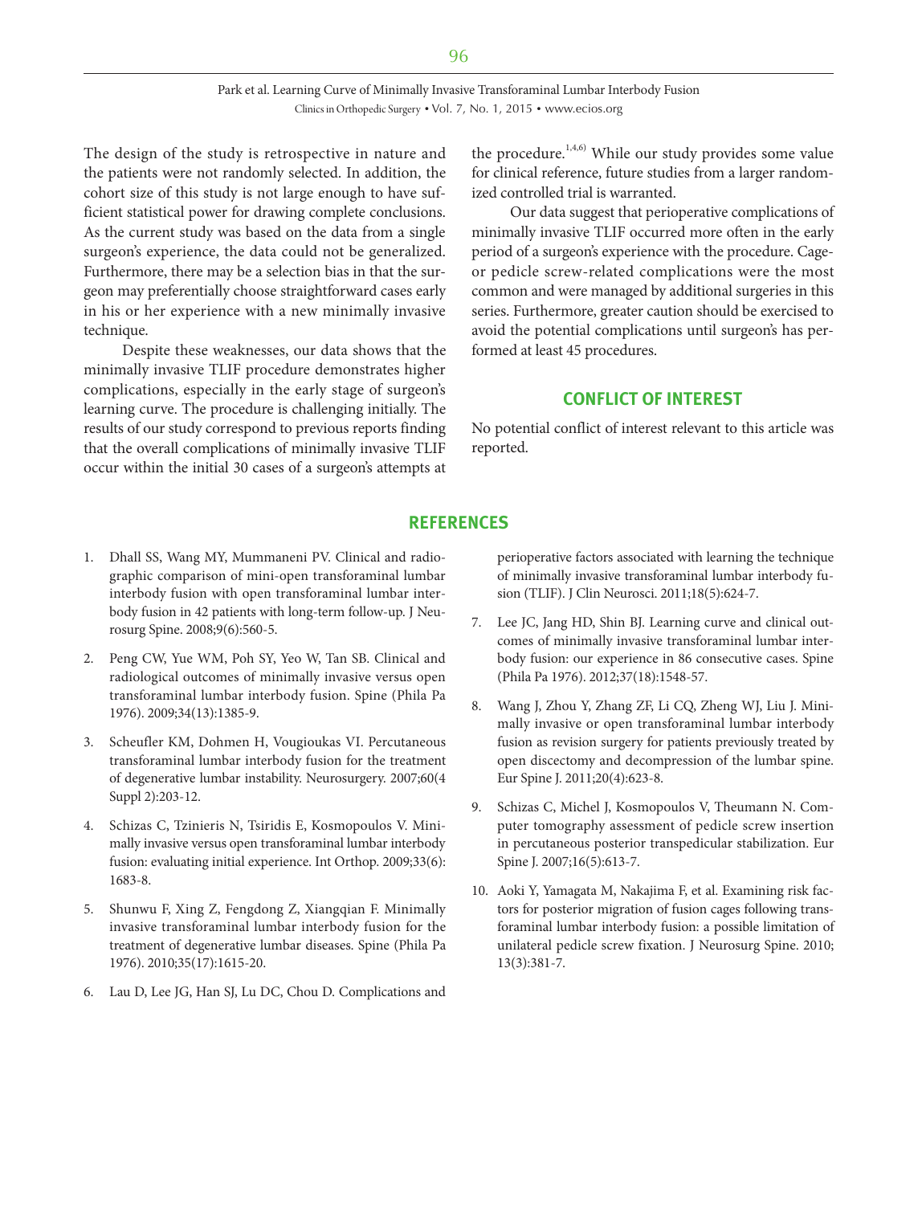The design of the study is retrospective in nature and the patients were not randomly selected. In addition, the cohort size of this study is not large enough to have sufficient statistical power for drawing complete conclusions. As the current study was based on the data from a single surgeon's experience, the data could not be generalized. Furthermore, there may be a selection bias in that the surgeon may preferentially choose straightforward cases early in his or her experience with a new minimally invasive technique.

Despite these weaknesses, our data shows that the minimally invasive TLIF procedure demonstrates higher complications, especially in the early stage of surgeon's learning curve. The procedure is challenging initially. The results of our study correspond to previous reports finding that the overall complications of minimally invasive TLIF occur within the initial 30 cases of a surgeon's attempts at the procedure.[1,4,6] While our study provides some value for clinical reference, future studies from a larger randomized controlled trial is warranted.

Our data suggest that perioperative complications of minimally invasive TLIF occurred more often in the early period of a surgeon's experience with the procedure. Cage- or pedicle screw-related complications were the most common and were managed by additional surgeries in this series. Furthermore, greater caution should be exercised to avoid the potential complications until surgeon's has performed at least 45 procedures.

## CONFLICT OF INTEREST

No potential conflict of interest relevant to this article was reported.

## REFERENCES

1. Dhall SS, Wang MY, Mummaneni PV. Clinical and radiographic comparison of mini-open transforaminal lumbar interbody fusion with open transforaminal lumbar interbody fusion in 42 patients with long-term follow-up. J Neurosurg Spine. 2008;9(6):560-5.
2. Peng CW, Yue WM, Poh SY, Yeo W, Tan SB. Clinical and radiological outcomes of minimally invasive versus open transforaminal lumbar interbody fusion. Spine (Phila Pa 1976). 2009;34(13):1385-9.
3. Scheufler KM, Dohmen H, Vougioukas VI. Percutaneous transforaminal lumbar interbody fusion for the treatment of degenerative lumbar instability. Neurosurgery. 2007;60(4 Suppl 2):203-12.
4. Schizas C, Tzinieris N, Tsiridis E, Kosmopoulos V. Minimally invasive versus open transforaminal lumbar interbody fusion: evaluating initial experience. Int Orthop. 2009;33(6):1683-8.
5. Shunwu F, Xing Z, Fengdong Z, Xiangqian F. Minimally invasive transforaminal lumbar interbody fusion for the treatment of degenerative lumbar diseases. Spine (Phila Pa 1976). 2010;35(17):1615-20.
6. Lau D, Lee JG, Han SJ, Lu DC, Chou D. Complications and perioperative factors associated with learning the technique of minimally invasive transforaminal lumbar interbody fusion (TLIF). J Clin Neurosci. 2011;18(5):624-7.
7. Lee JC, Jang HD, Shin BJ. Learning curve and clinical outcomes of minimally invasive transforaminal lumbar interbody fusion: our experience in 86 consecutive cases. Spine (Phila Pa 1976). 2012;37(18):1548-57.
8. Wang J, Zhou Y, Zhang ZF, Li CQ, Zheng WJ, Liu J. Minimally invasive or open transforaminal lumbar interbody fusion as revision surgery for patients previously treated by open discectomy and decompression of the lumbar spine. Eur Spine J. 2011;20(4):623-8.
9. Schizas C, Michel J, Kosmopoulos V, Theumann N. Computer tomography assessment of pedicle screw insertion in percutaneous posterior transpedicular stabilization. Eur Spine J. 2007;16(5):613-7.
10. Aoki Y, Yamagata M, Nakajima F, et al. Examining risk factors for posterior migration of fusion cages following transforaminal lumbar interbody fusion: a possible limitation of unilateral pedicle screw fixation. J Neurosurg Spine. 2010;13(3):381-7.